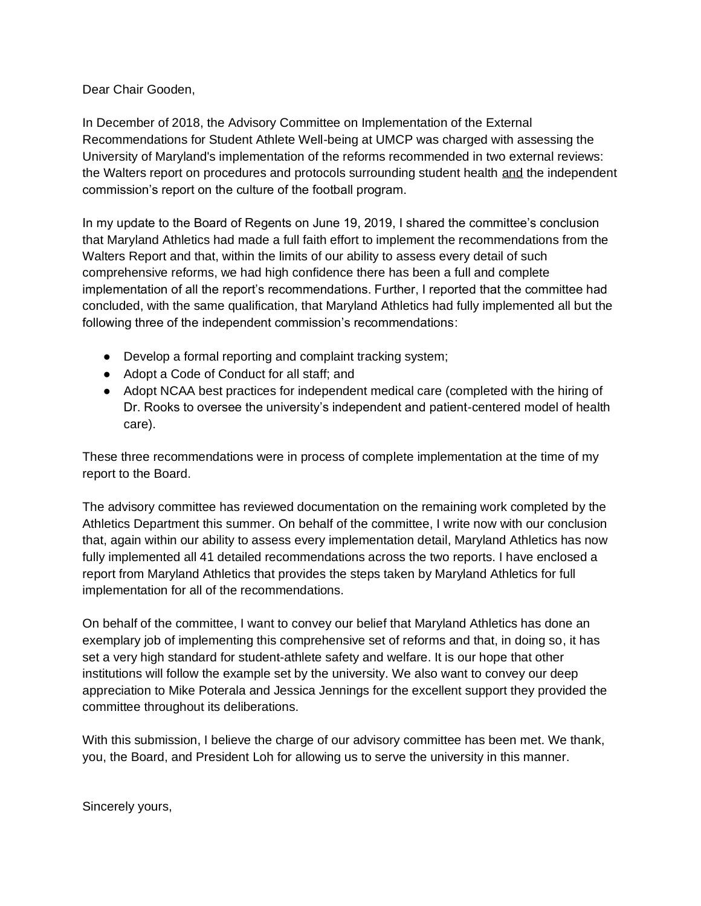Dear Chair Gooden,

In December of 2018, the Advisory Committee on Implementation of the External Recommendations for Student Athlete Well-being at UMCP was charged with assessing the University of Maryland's implementation of the reforms recommended in two external reviews: the Walters report on procedures and protocols surrounding student health <u>and</u> the independent commission's report on the culture of the football program.

In my update to the Board of Regents on June 19, 2019, I shared the committee's conclusion that Maryland Athletics had made a full faith effort to implement the recommendations from the Walters Report and that, within the limits of our ability to assess every detail of such comprehensive reforms, we had high confidence there has been a full and complete implementation of all the report's recommendations. Further, I reported that the committee had concluded, with the same qualification, that Maryland Athletics had fully implemented all but the following three of the independent commission's recommendations:

- Develop a formal reporting and complaint tracking system;
- Adopt a Code of Conduct for all staff; and
- Adopt NCAA best practices for independent medical care (completed with the hiring of Dr. Rooks to oversee the university's independent and patient-centered model of health care).

These three recommendations were in process of complete implementation at the time of my report to the Board.

The advisory committee has reviewed documentation on the remaining work completed by the Athletics Department this summer. On behalf of the committee, I write now with our conclusion that, again within our ability to assess every implementation detail, Maryland Athletics has now fully implemented all 41 detailed recommendations across the two reports. I have enclosed a report from Maryland Athletics that provides the steps taken by Maryland Athletics for full implementation for all of the recommendations.

On behalf of the committee, I want to convey our belief that Maryland Athletics has done an exemplary job of implementing this comprehensive set of reforms and that, in doing so, it has set a very high standard for student-athlete safety and welfare. It is our hope that other institutions will follow the example set by the university. We also want to convey our deep appreciation to Mike Poterala and Jessica Jennings for the excellent support they provided the committee throughout its deliberations.

With this submission, I believe the charge of our advisory committee has been met. We thank, you, the Board, and President Loh for allowing us to serve the university in this manner.

Sincerely yours,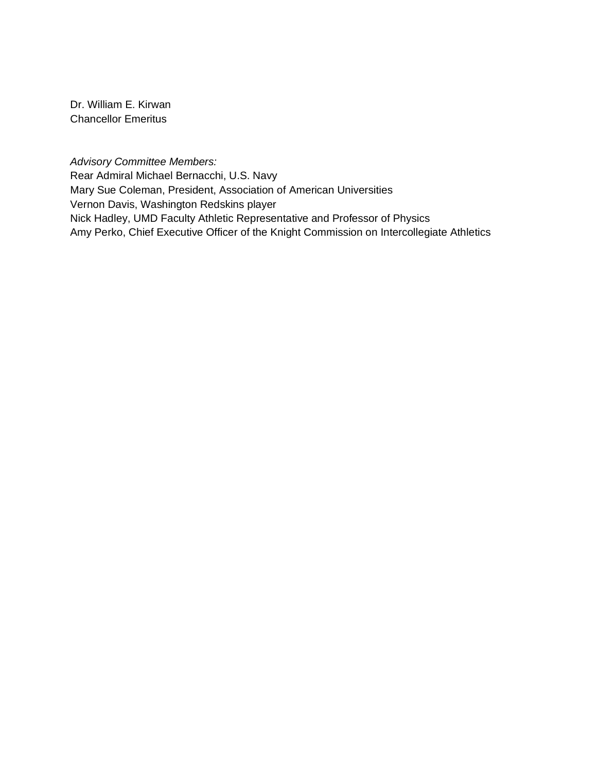Dr. William E. Kirwan
Chancellor Emeritus

*Advisory Committee Members:*
Rear Admiral Michael Bernacchi, U.S. Navy
Mary Sue Coleman, President, Association of American Universities
Vernon Davis, Washington Redskins player
Nick Hadley, UMD Faculty Athletic Representative and Professor of Physics
Amy Perko, Chief Executive Officer of the Knight Commission on Intercollegiate Athletics